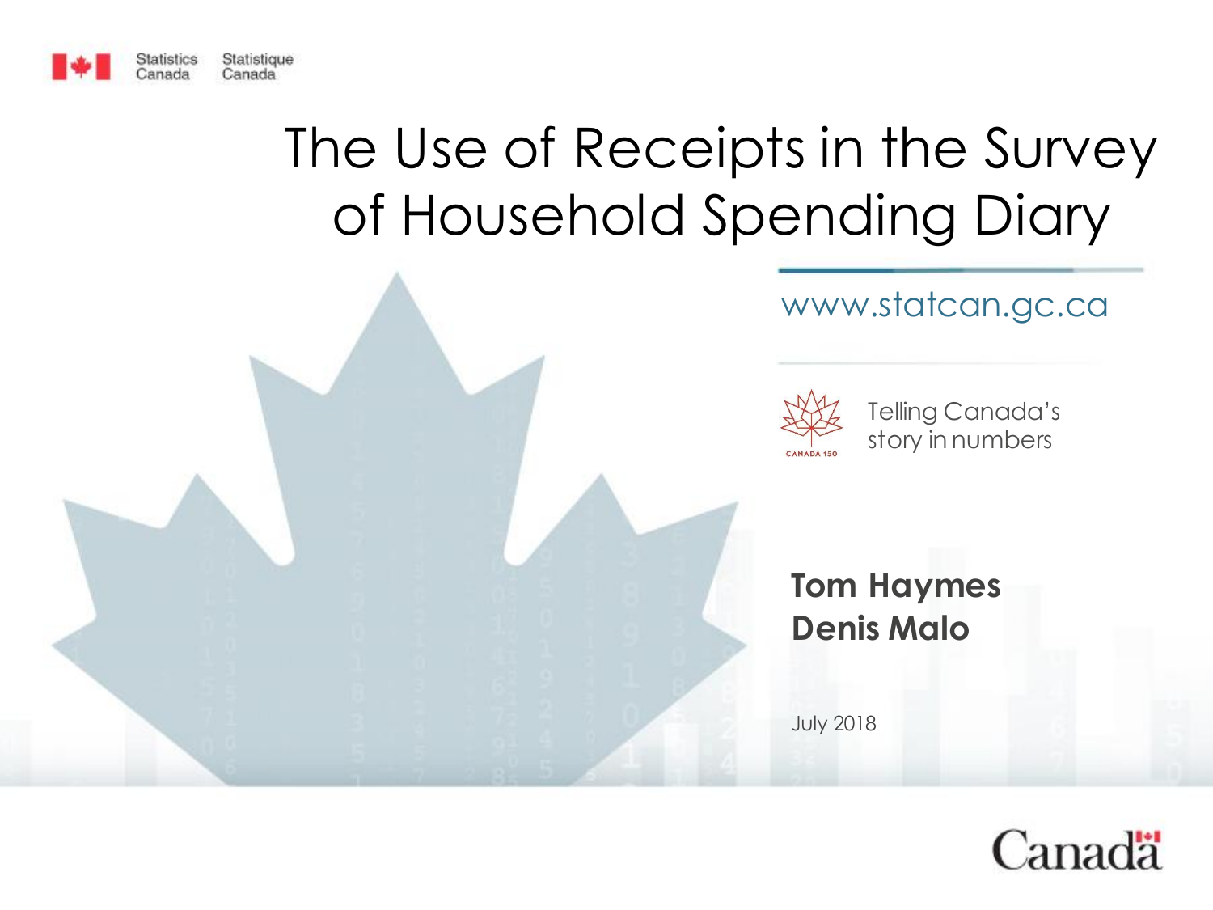Statistics Canada   Statistique Canada

# The Use of Receipts in the Survey of Household Spending Diary

www.statcan.gc.ca

Telling Canada's story in numbers

**Tom Haymes**
**Denis Malo**

July 2018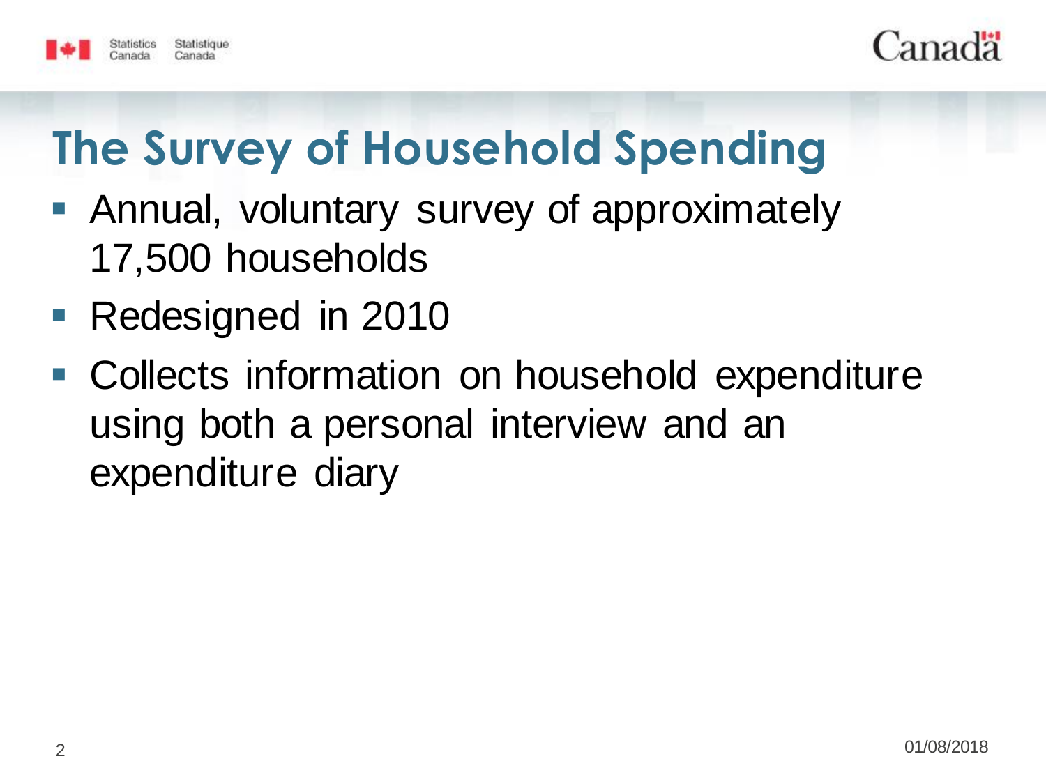# The Survey of Household Spending

- Annual, voluntary survey of approximately 17,500 households
- Redesigned in 2010
- Collects information on household expenditure using both a personal interview and an expenditure diary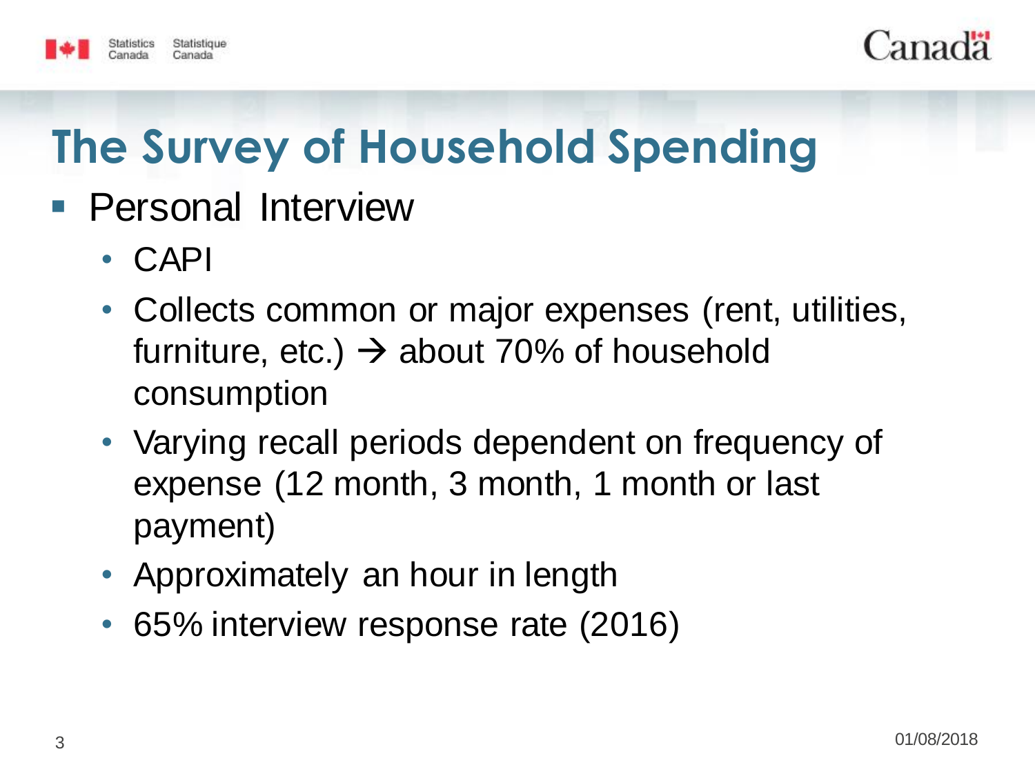# The Survey of Household Spending

- Personal Interview
  - CAPI
  - Collects common or major expenses (rent, utilities, furniture, etc.) → about 70% of household consumption
  - Varying recall periods dependent on frequency of expense (12 month, 3 month, 1 month or last payment)
  - Approximately an hour in length
  - 65% interview response rate (2016)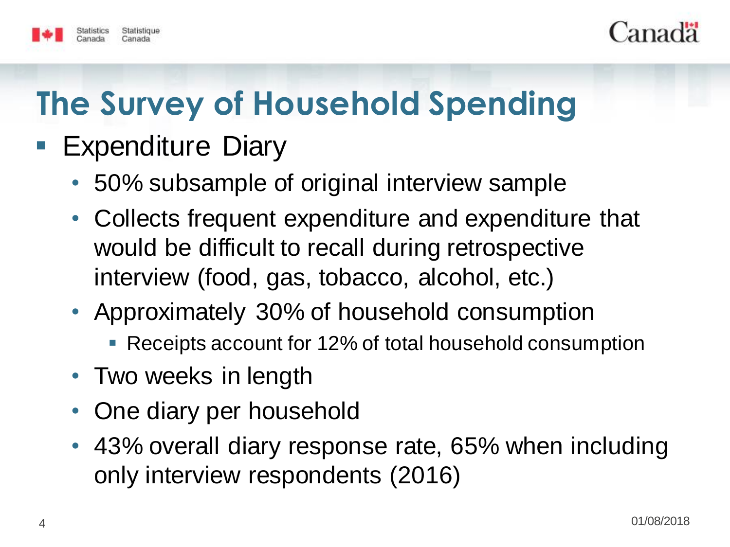# The Survey of Household Spending

- Expenditure Diary
  - 50% subsample of original interview sample
  - Collects frequent expenditure and expenditure that would be difficult to recall during retrospective interview (food, gas, tobacco, alcohol, etc.)
  - Approximately 30% of household consumption
    - Receipts account for 12% of total household consumption
  - Two weeks in length
  - One diary per household
  - 43% overall diary response rate, 65% when including only interview respondents (2016)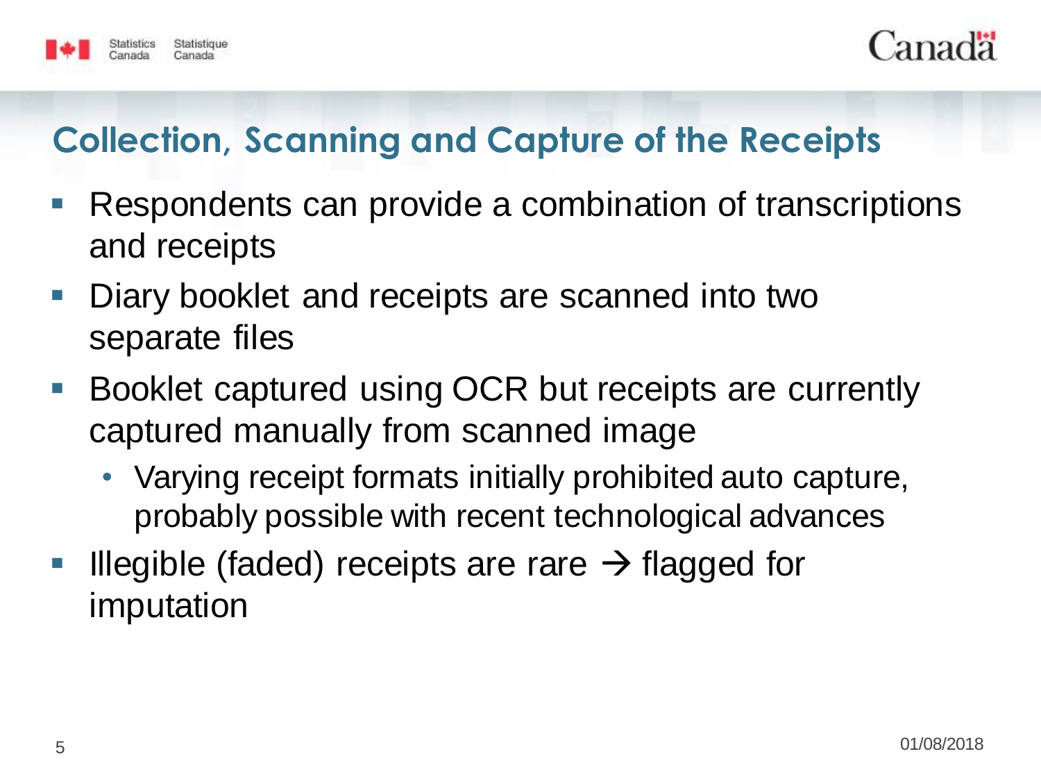## Collection, Scanning and Capture of the Receipts

- Respondents can provide a combination of transcriptions and receipts
- Diary booklet and receipts are scanned into two separate files
- Booklet captured using OCR but receipts are currently captured manually from scanned image
  - Varying receipt formats initially prohibited auto capture, probably possible with recent technological advances
- Illegible (faded) receipts are rare → flagged for imputation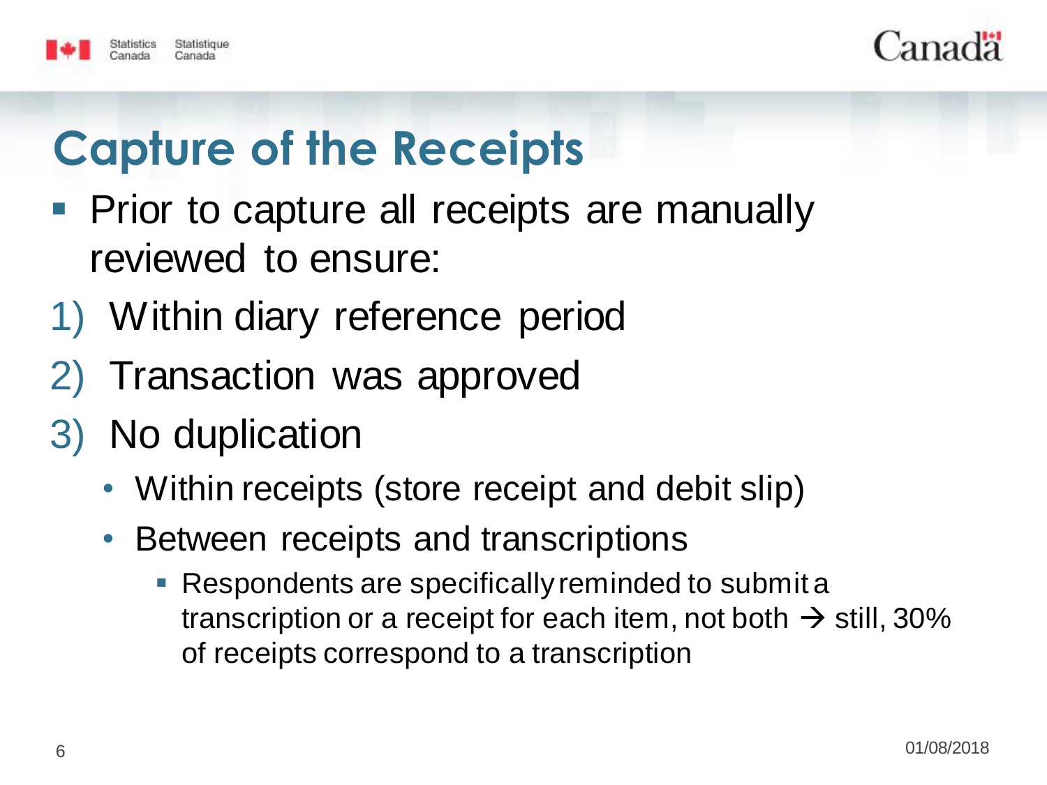# Capture of the Receipts

- Prior to capture all receipts are manually reviewed to ensure:

1) Within diary reference period
2) Transaction was approved
3) No duplication
    - Within receipts (store receipt and debit slip)
    - Between receipts and transcriptions
        - Respondents are specifically reminded to submit a transcription or a receipt for each item, not both → still, 30% of receipts correspond to a transcription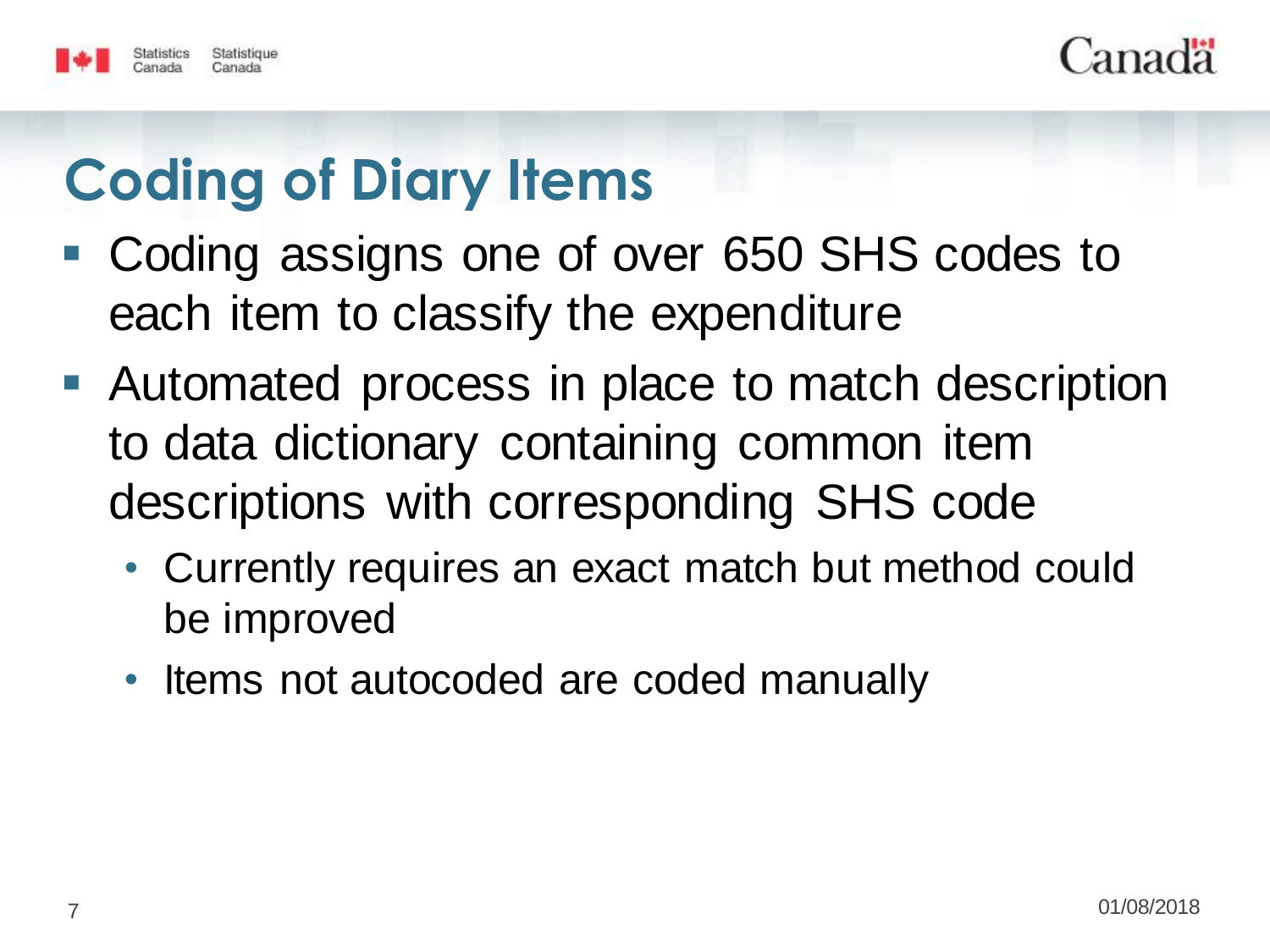# Coding of Diary Items

- Coding assigns one of over 650 SHS codes to each item to classify the expenditure
- Automated process in place to match description to data dictionary containing common item descriptions with corresponding SHS code
  - Currently requires an exact match but method could be improved
  - Items not autocoded are coded manually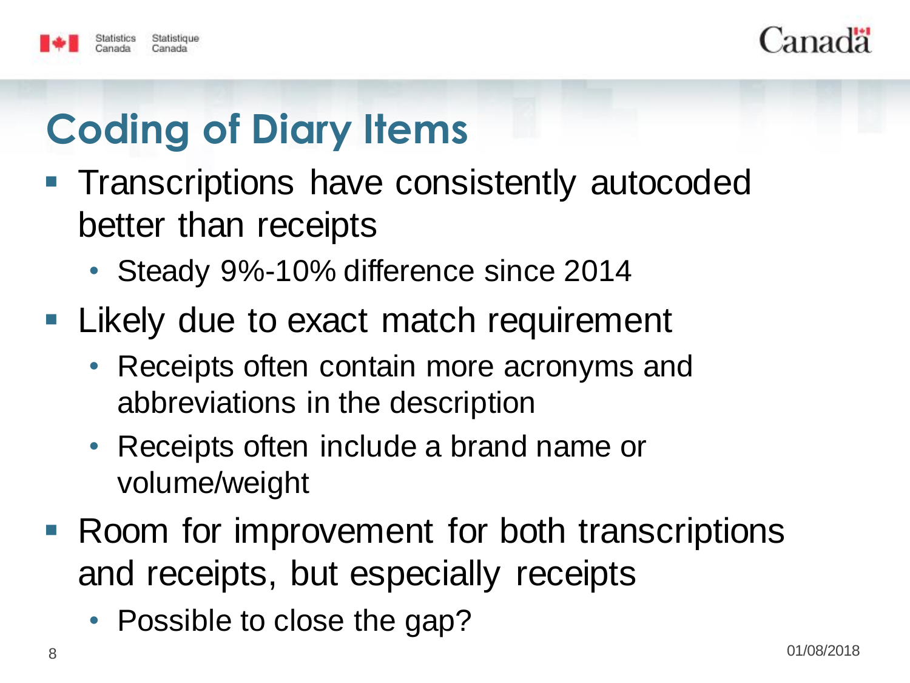# Coding of Diary Items

- Transcriptions have consistently autocoded better than receipts
  - Steady 9%-10% difference since 2014
- Likely due to exact match requirement
  - Receipts often contain more acronyms and abbreviations in the description
  - Receipts often include a brand name or volume/weight
- Room for improvement for both transcriptions and receipts, but especially receipts
  - Possible to close the gap?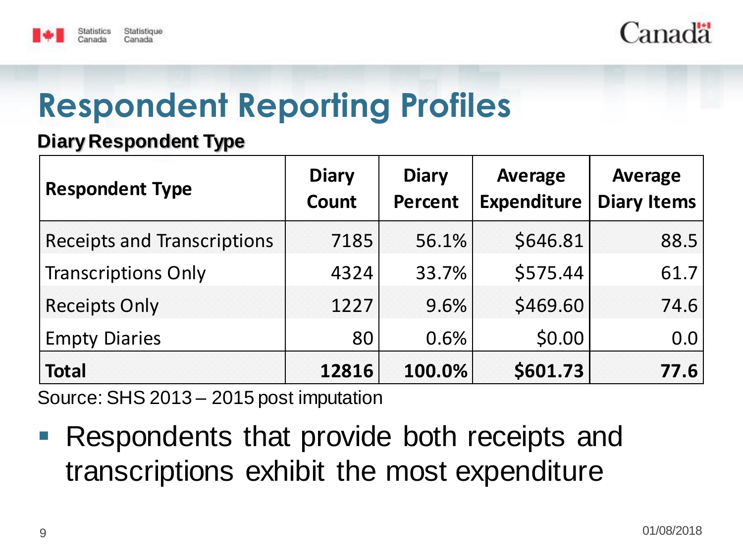# Respondent Reporting Profiles

**Diary Respondent Type**

| Respondent Type | Diary Count | Diary Percent | Average Expenditure | Average Diary Items |
|---|---|---|---|---|
| Receipts and Transcriptions | 7185 | 56.1% | $646.81 | 88.5 |
| Transcriptions Only | 4324 | 33.7% | $575.44 | 61.7 |
| Receipts Only | 1227 | 9.6% | $469.60 | 74.6 |
| Empty Diaries | 80 | 0.6% | $0.00 | 0.0 |
| **Total** | **12816** | **100.0%** | **$601.73** | **77.6** |

Source: SHS 2013 – 2015 post imputation

- Respondents that provide both receipts and transcriptions exhibit the most expenditure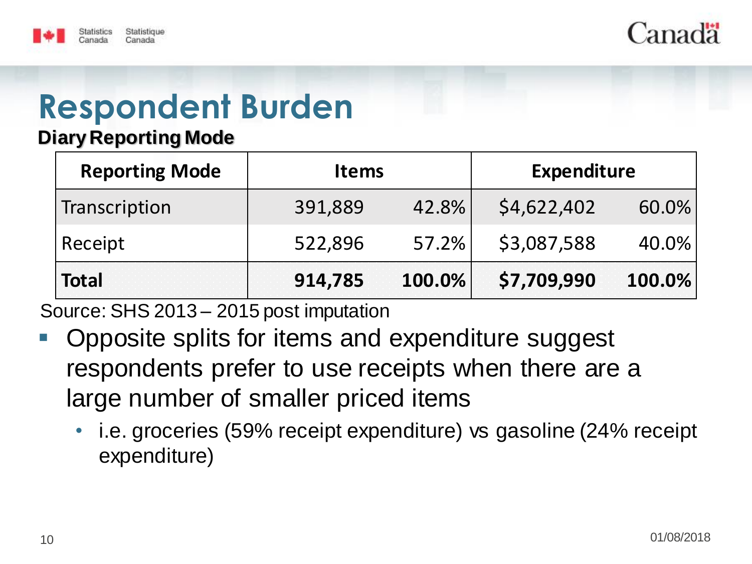# Respondent Burden

**Diary Reporting Mode**

| Reporting Mode | Items | | Expenditure | |
|---|---|---|---|---|
| Transcription | 391,889 | 42.8% | $4,622,402 | 60.0% |
| Receipt | 522,896 | 57.2% | $3,087,588 | 40.0% |
| **Total** | **914,785** | **100.0%** | **$7,709,990** | **100.0%** |

Source: SHS 2013 – 2015 post imputation

- Opposite splits for items and expenditure suggest respondents prefer to use receipts when there are a large number of smaller priced items
  - i.e. groceries (59% receipt expenditure) vs gasoline (24% receipt expenditure)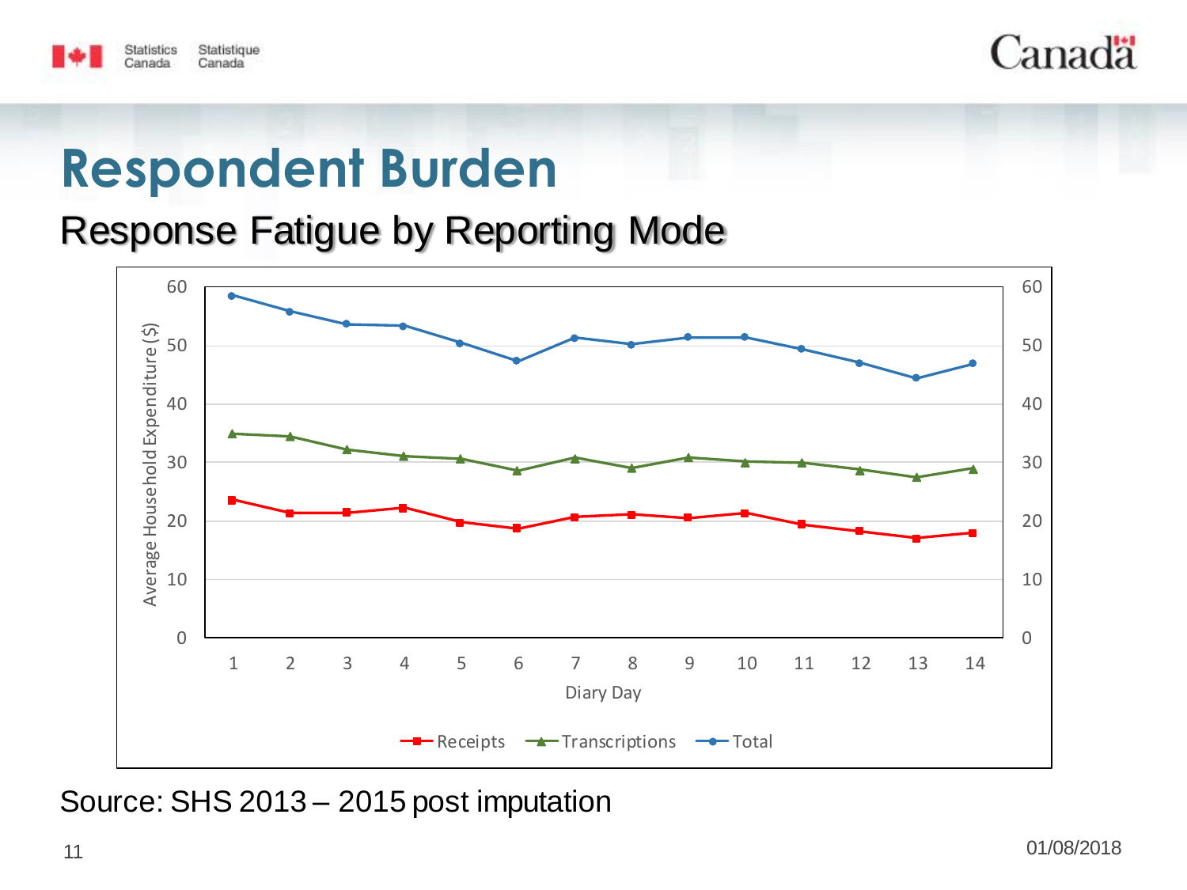# Respondent Burden

## Response Fatigue by Reporting Mode

Source: SHS 2013 – 2015 post imputation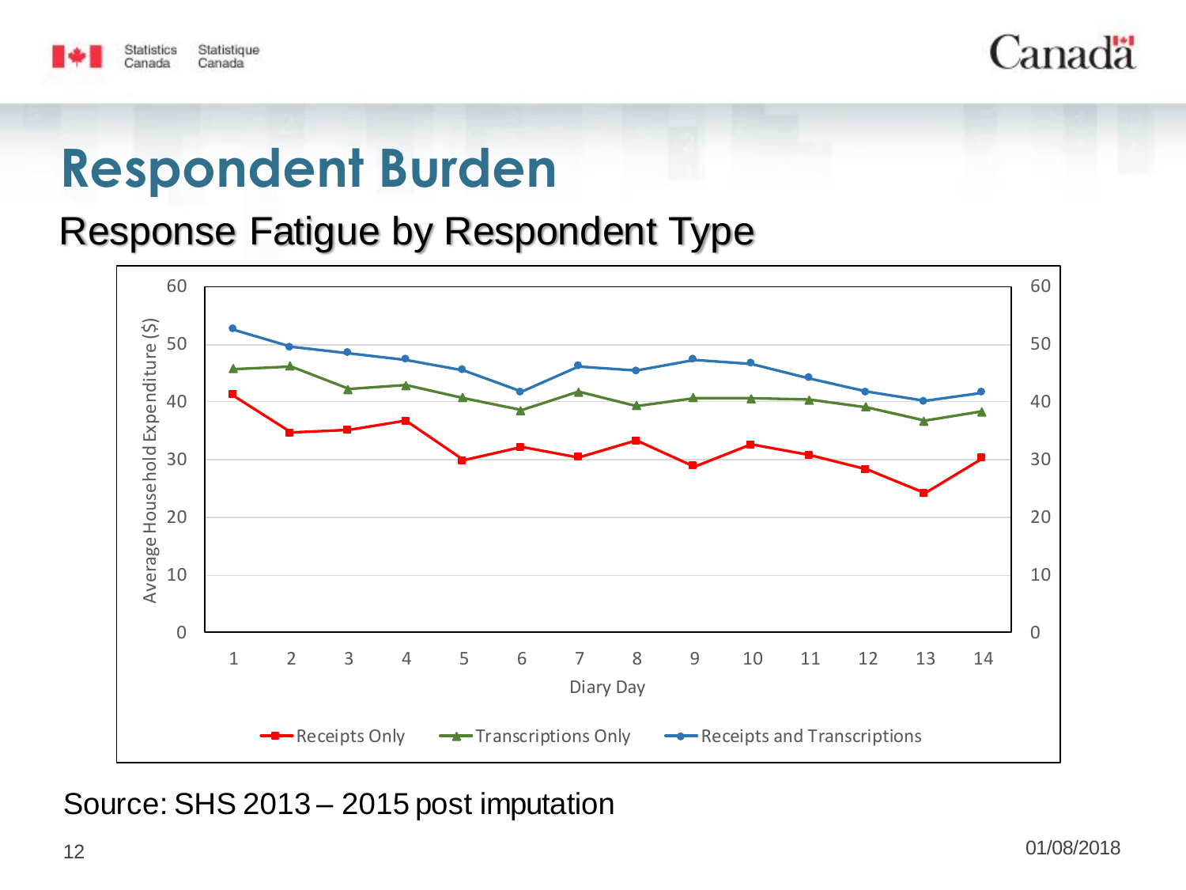# Respondent Burden

## Response Fatigue by Respondent Type

| Diary Day | Receipts Only | Transcriptions Only | Receipts and Transcriptions |
|---|---|---|---|
| 1 | 41.3 | 45.7 | 52.7 |
| 2 | 34.7 | 46.2 | 49.6 |
| 3 | 35.2 | 42.2 | 48.5 |
| 4 | 36.7 | 42.9 | 47.4 |
| 5 | 29.9 | 40.7 | 45.5 |
| 6 | 32.1 | 38.5 | 41.7 |
| 7 | 30.4 | 41.7 | 46.2 |
| 8 | 33.3 | 39.3 | 45.4 |
| 9 | 28.9 | 40.6 | 47.4 |
| 10 | 32.6 | 40.6 | 46.6 |
| 11 | 30.8 | 40.4 | 44.1 |
| 12 | 28.3 | 39.1 | 41.8 |
| 13 | 24.2 | 36.7 | 40.2 |
| 14 | 30.3 | 38.3 | 41.6 |

Y-axis: Average Household Expenditure ($); X-axis: Diary Day. Values are approximate readings from the line chart.

Source: SHS 2013 – 2015 post imputation

01/08/2018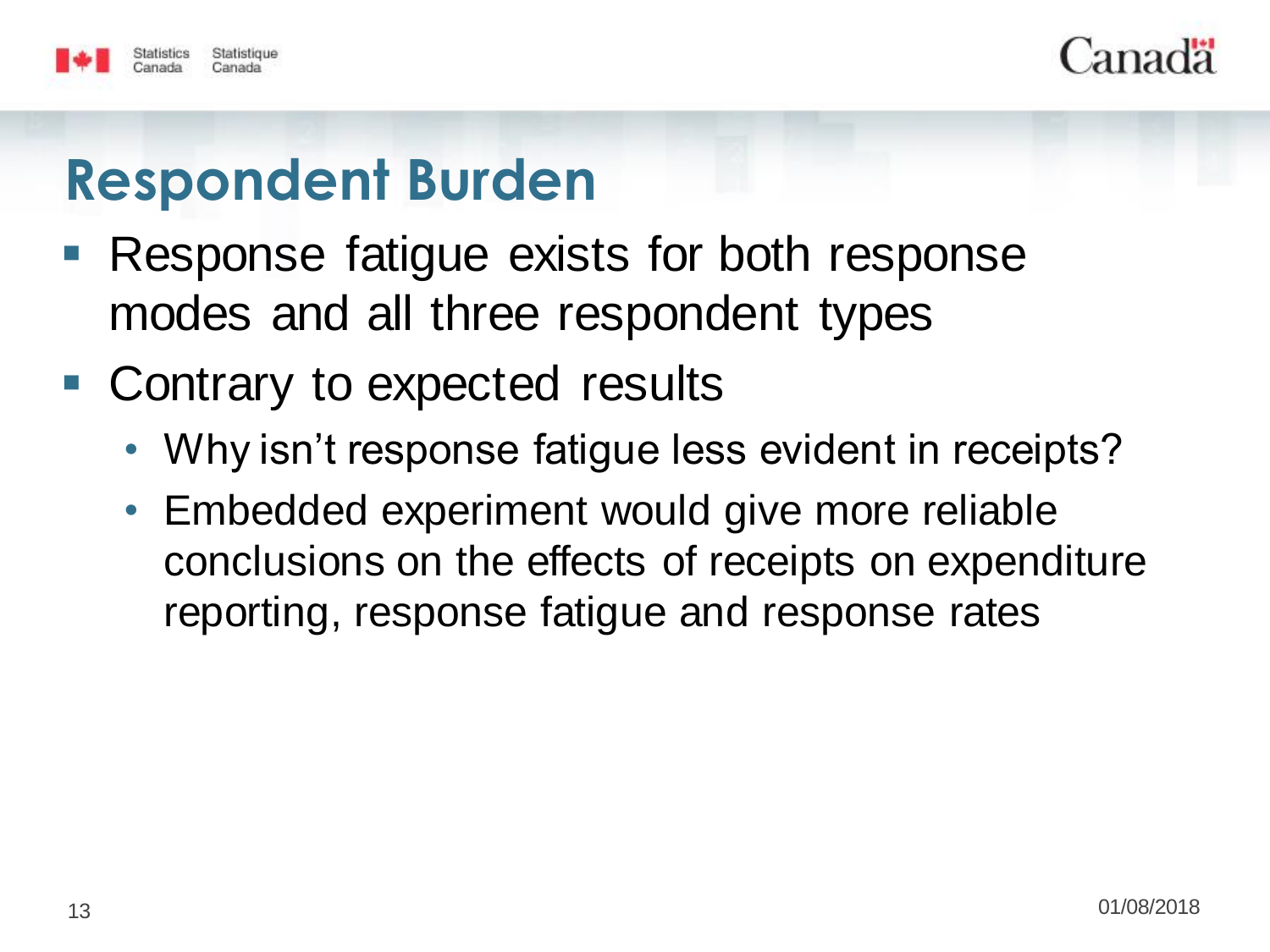# Respondent Burden

- Response fatigue exists for both response modes and all three respondent types
- Contrary to expected results
  - Why isn't response fatigue less evident in receipts?
  - Embedded experiment would give more reliable conclusions on the effects of receipts on expenditure reporting, response fatigue and response rates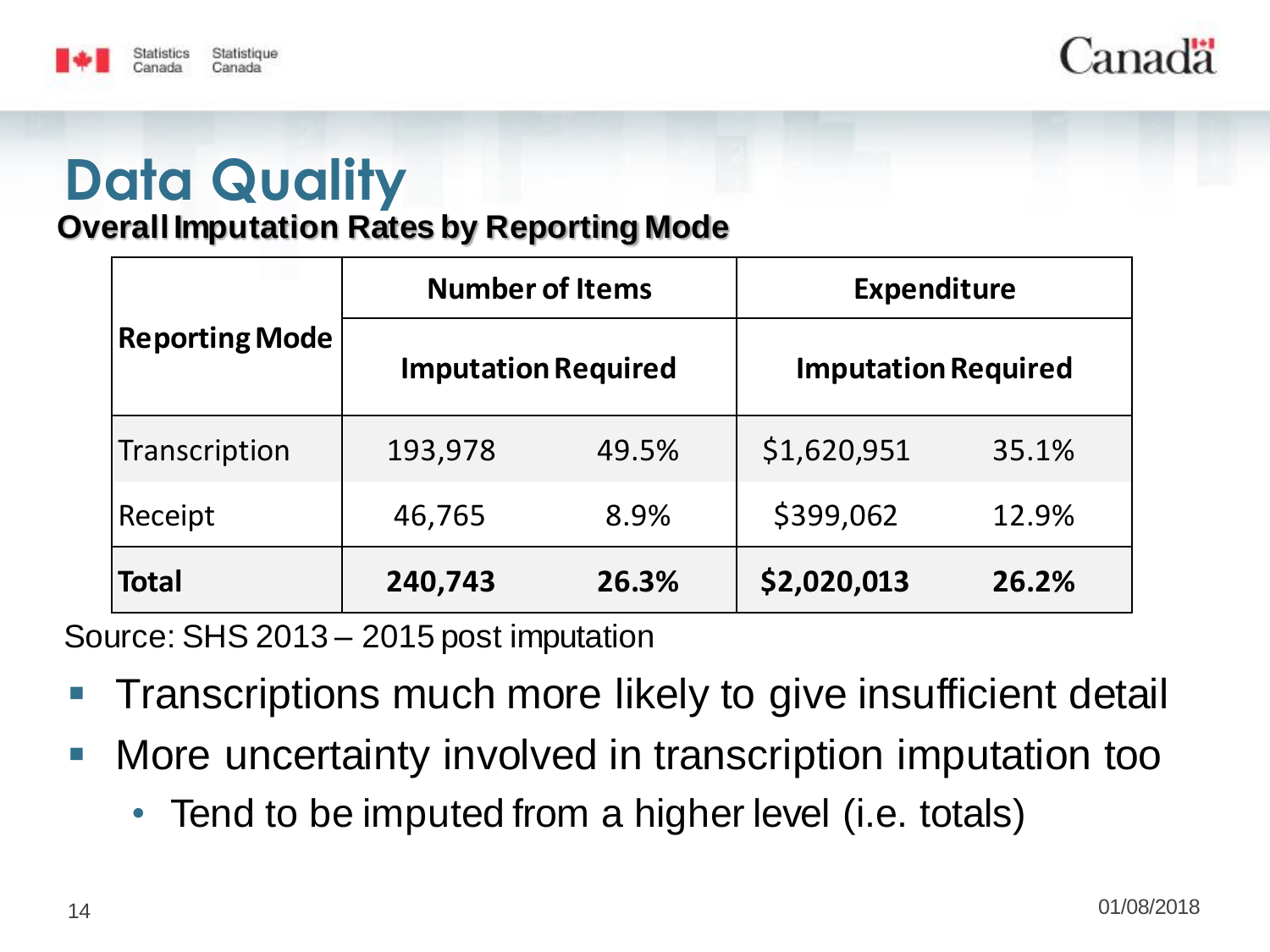# Data Quality

## Overall Imputation Rates by Reporting Mode

| Reporting Mode | Number of Items | | Expenditure | |
|---|---|---|---|---|
| | Imputation Required | | Imputation Required | |
| Transcription | 193,978 | 49.5% | $1,620,951 | 35.1% |
| Receipt | 46,765 | 8.9% | $399,062 | 12.9% |
| **Total** | **240,743** | **26.3%** | **$2,020,013** | **26.2%** |

Source: SHS 2013 – 2015 post imputation

- Transcriptions much more likely to give insufficient detail
- More uncertainty involved in transcription imputation too
  - Tend to be imputed from a higher level (i.e. totals)

01/08/2018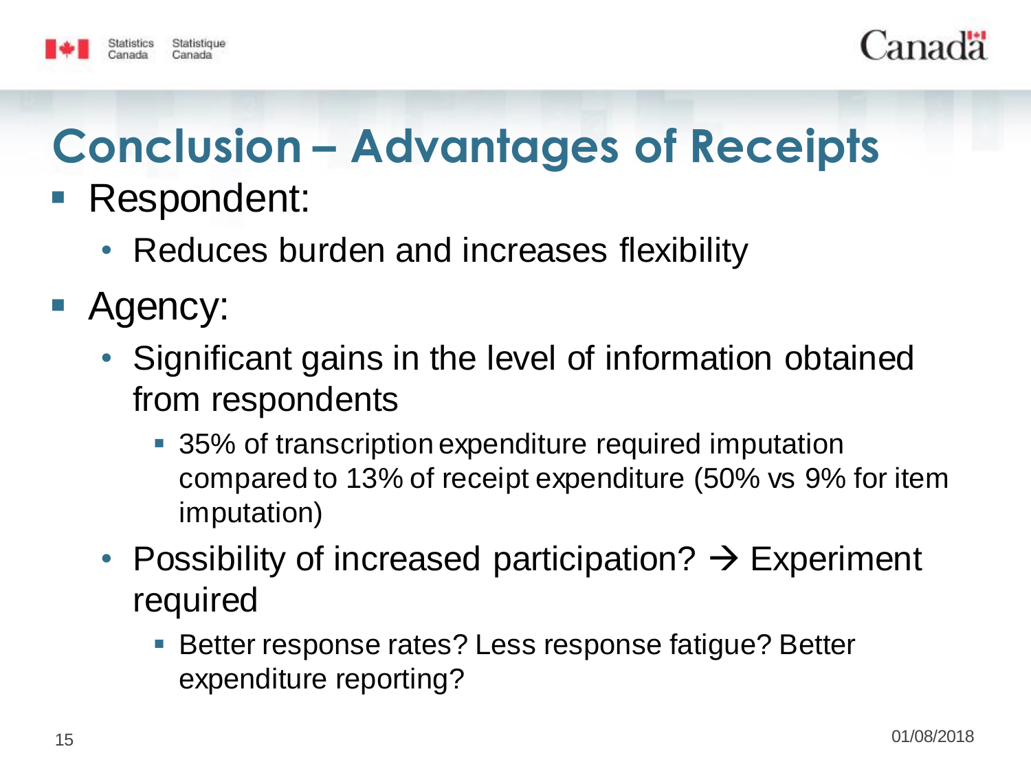# Conclusion – Advantages of Receipts

- Respondent:
  - Reduces burden and increases flexibility
- Agency:
  - Significant gains in the level of information obtained from respondents
    - 35% of transcription expenditure required imputation compared to 13% of receipt expenditure (50% vs 9% for item imputation)
  - Possibility of increased participation? → Experiment required
    - Better response rates? Less response fatigue? Better expenditure reporting?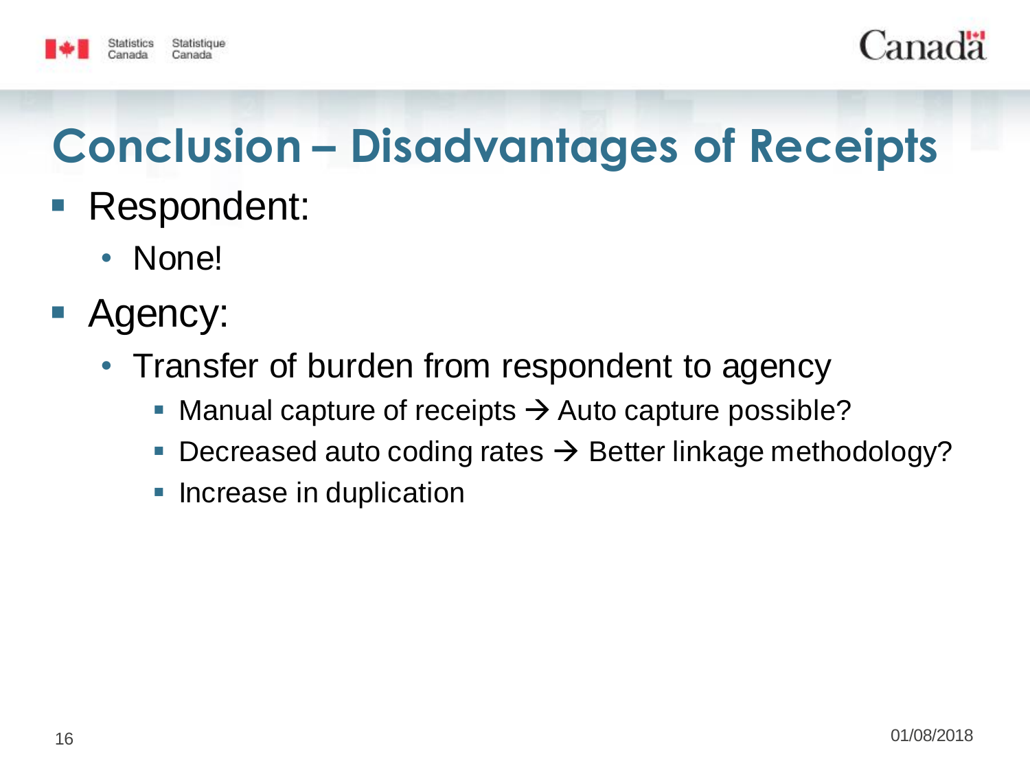# Conclusion – Disadvantages of Receipts

- Respondent:
  - None!
- Agency:
  - Transfer of burden from respondent to agency
    - Manual capture of receipts → Auto capture possible?
    - Decreased auto coding rates → Better linkage methodology?
    - Increase in duplication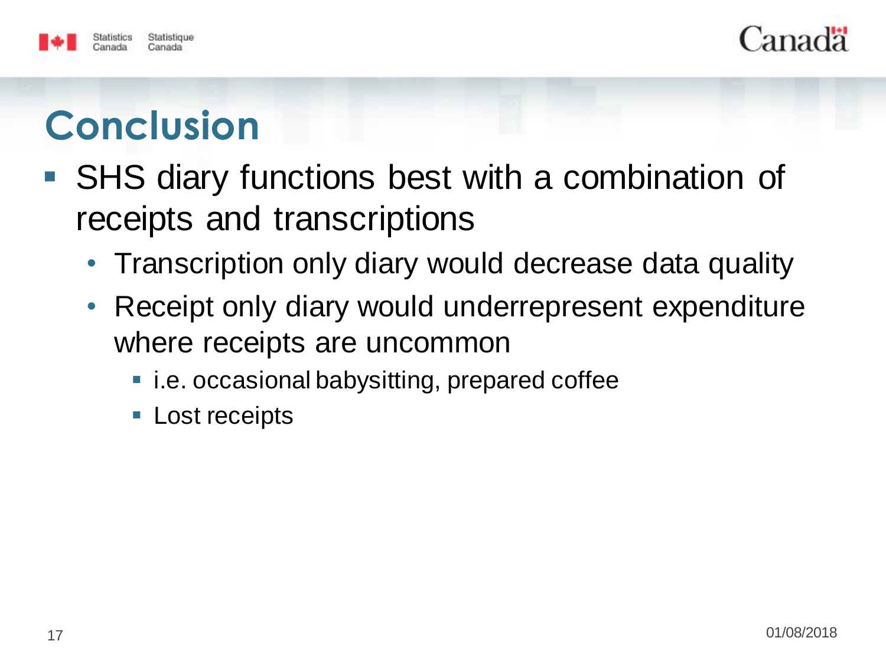# Conclusion

- SHS diary functions best with a combination of receipts and transcriptions
  - Transcription only diary would decrease data quality
  - Receipt only diary would underrepresent expenditure where receipts are uncommon
    - i.e. occasional babysitting, prepared coffee
    - Lost receipts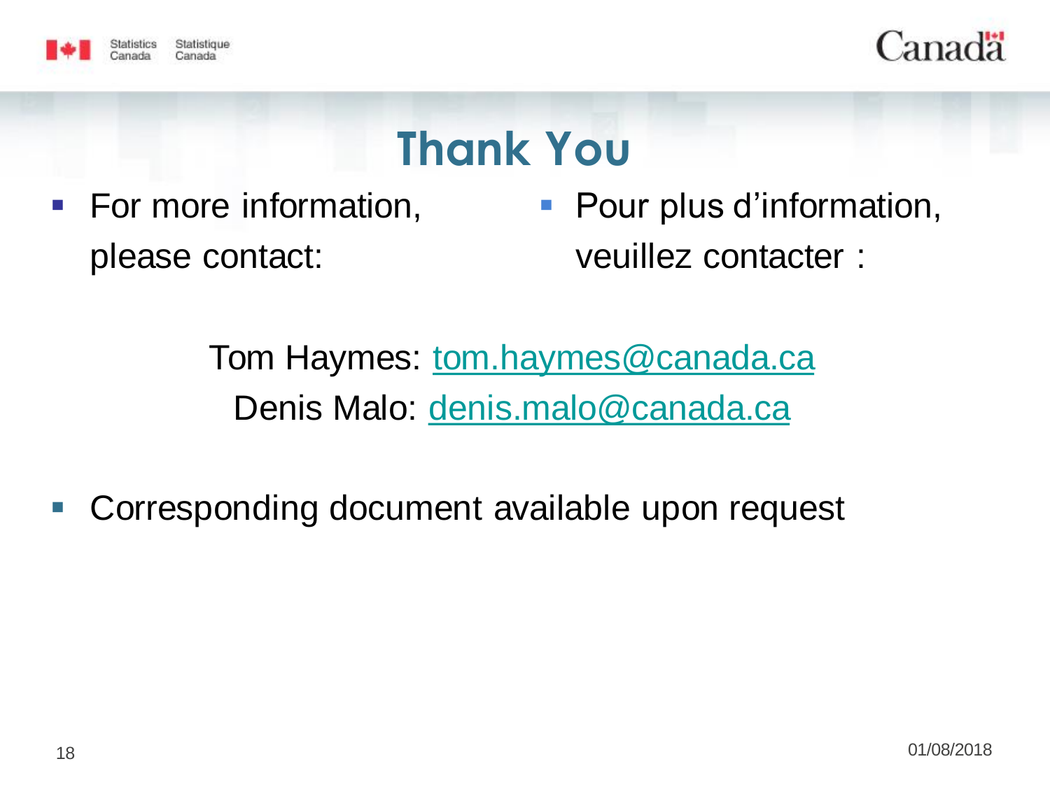# Thank You

- For more information, please contact:
- Pour plus d’information, veuillez contacter :

Tom Haymes: tom.haymes@canada.ca
Denis Malo: denis.malo@canada.ca

- Corresponding document available upon request